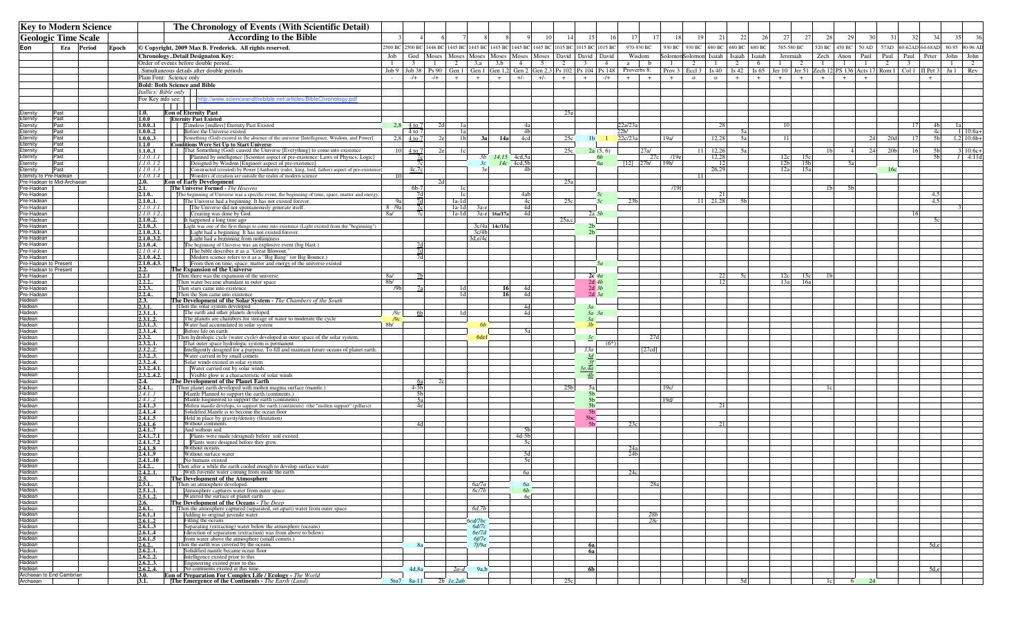| Key to Modern Science | | | | The Chronology of Events (With Scientific Detail) | | | | | | | | | | | | | | | | | | | | | | | | | | | | | | | |
|---|---|---|---|---|---|---|---|---|---|---|---|---|---|---|---|---|---|---|---|---|---|---|---|---|---|---|---|---|---|---|---|---|---|
| **Geologic Time Scale** | | | | **According to the Bible** | | 3 | 4 | 6 | 7 | 8 | 8 | 9 | 10 | 14 | 15 | 16 | 17 | 17 | 18 | 19 | 21 | 22 | 26 | 27 | 27 | 28 | 29 | 30 | 31 | 32 | 34 | 35 | 36 |
| Eon | Era | Period | Epoch | © Copyright, 2009 Max B. Frederick. All rights reserved. | | 2500 BC | 2500 BC | 1446 BC | 1445 BC | 1445 BC | 1445 BC | 1445 BC | 1445 BC | 1015 BC | 1015 BC | 1015 BC | 970-930 BC | | 930 BC | 930 BC | 680 BC | 680 BC | 680 BC | 585-580 BC | | 520 BC | 450 BC | 50 AD | 57AD | 60-62AD | 64-68AD | 80-95 | 90-96 AD |
| | | | | Chronology..Detail Designaton Key: | | Job | God | Moses | Moses | Moses | Moses | Moses | Moses | David | David | David | Wisdom | | Solomon | Solomon | Isaiah | Isaiah | Isaiah | Jeremiah | | Zech | Anon | Paul | Paul | Paul | Peter | John | John |
| | | | | Order of events before double period.. | | 1 | 3 | 1 | 2 | 3,a | 3,b | 4 | 5 | 2 | 3 | 4 | a | b | 1 | 2 | 1 | 2 | 6 | 1 | 2 | 1 | 1 | 1 | 2 | 3 | 1 | 1 | 2 |
| | | | | ..Simultaneous details after double periods | | Job 9 | Job 38 | Ps 90 | Gen 1 | Gen 1 | Gen 1,2 | Gen 2 | Gen 2,3 | Ps 102 | Ps 104 | Ps 148 | Proverbs 8: | | Prov 3 | Eccl 3 | Is 40 | Is 42 | Is 65 | Jer 10 | Jer 51 | Zech 12 | PS 136 | Acts 17 | Rom 1 | Col 1 | II Pet 3 | Jn 1 | Rev |
| | | | | Plain Font: Science only | | - | -/+ | -/+ | + | + | + | +/- | +/- | + | + | -/+ | + | + | + | o | o | + | + | + | + | + | + | + | | | + | | |
| | | | | **Bold: Both Science and Bible** | | | | | | | | | | | | | | | | | | | | | | | | | | | | | |
| | | | | *Itallics: Bible only* | | | | | | | | | | | | | | | | | | | | | | | | | | | | | |
| | | | | For Key info see: http://www.scienceandthebible.net/articles/BibleChronology.pdf | | | | | | | | | | | | | | | | | | | | | | | | | | | | | |
| Eternity | Past | | | **1.0.** | **Eon of Eternity Past** | | | | | | | | | 25a | | | | | | | | | | | | | | | | | | | |
| Eternity | Past | | | **1.0.0** | **Eternity Past Existed** | | | | | | | | | | | | | | | | | | | | | | | | | | | | |
| Eternity | Past | | | **1.0.0..1** | Timeless [endless] Eternity Past Existed | 2,8 | 4 to 7 | 2d | 1a | | | 4a | | | | | 22a/23a | | | | 28 | | | 10 | | | | | | 17 | 4b | 1a | |
| Eternity | Past | | | **1.0.0..2** | Before the Universe existed | | 4 to 7 | | 1a | | | 4b | | | | | 22b/ | | | | | 5a | | | | | | | | | 4c | 1 | 10:6a+ |
| Eternity | Past | | | **1.0.0..3** | Something (God) existed in the absence of the universe [Intelligence, Wisdom, and Power] | 2,8 | 4 to 7 | 2e | 1b | 3a | 14a | 4cd | | 25c | 1b | 1 | 22c/23a | | 19a/ | | 12,28 | 5a | | 11 | | | | 24 | 20d | 17 | 5b | 1,2 | 10:6b+ |
| Eternity | Past | | | **1.1.0** | **Conditions Were Set Up to Start Universe** | | | | | | | | | | | | | | | | | | | | | | | | | | | | |
| Eternity | Past | | | **1.1.0..1** | That Something (God) caused the Universe [Everything] to come into existence | 10 | 4 to 7 | 2e | 1c | | | | | 25c | 2a (5, 6) | | | 27a/ | | 11 | 12,26 | 5a | | | | 1b | 4 | 24 | 20b | 16 | 5h | 3 | 10:6c+ |
| Eternity | Past | | | *1.1.0..1.1* | *Planned by intelligence [Scientist aspect of pre-existence: Laws of Physics, Logic]* | | 7c | | | 3b | 14,15 | 4cd,5a | | | 6b | | | 27c | /19e | | 12,28 | | | 12c | 15c | | | | | | 5h | 1 | 4:11d |
| Eternity | Past | | | *1.1.0..1.2* | *Designed by Wisdom [Engineer aspect of pre-existence]* | | 7c | | | 3c | 14c | 4cd,5b | | | 6a | | [12] | 27b/ | 19b/ | | 12 | | | 12b | 15b | | 5a | | | | | | |
| Eternity | Past | | | *1.1.0.1.3* | *Constructed by Power [Authority (ruler, king, lord, father) aspect of pre-existence]* | | 4c,7c | | | 3e | | 4b | | | | | | | | | 26,29 | | | 12a | 15a | | | | | 16c | | | |
| Eternity to Pre-Hadean | | | | *1.1.0..1.4* | *Wonders of creation outside the realm of modern science* | 10 | | | | | | | | | | | | | | | | | | | | | | | | | | | |
| Pre-Hadean to Mid-Archaean | | | | **2.0.** | **Eon of Early Development** | | | 2d | | | | | | 25a | | | | | | 11 | | | | | | | | | | | | | |
| Pre-Hadean | | | | **2.1.** | **The Universe Formed** - *The Heavens* | | 6b-7 | | 1c | | | 4ab | | | | | | | /19f | | | | | | | 1b | 5h | | | | | | |
| Pre-Hadean | | | | **2.1.0..** | The beginning of Universe was a specific event, the beginning of time, space, matter and energy. | | 7d | | 1c | | | 4ab | | | 3c | | | | | | 21 | | | | | | | | | | 4,5 | | |
| Pre-Hadean | | | | **2.1.0..1.** | The Universe had a beginning. It has not existed forever. | 9a | 7d | | 1a-1d | | | 4c | | 25c | 5c | | 23b | | | 11 | 21,28 | 5b | | | | | | | | | 4,5 | | |
| Pre-Hadean | | | | *2.1.0..1.1.* | *The Universe did not spontaneously generate itself.* | 8 /9a | 7c | | 1a-1d | 3a-e | | 4d | | | | | | | | | | | | | | | | | | | | 3 | |
| Pre-Hadean | | | | *2.1.0..1.2.* | *Creating was done by God.* | 8a/ | 7c | | 1a-1d | 3a-e | 16a/17a | 4d | | | 2a | 3b | | | | | | | | | | | | | | 16 | | | |
| Pre-Hadean | | | | **2.1.0..2.** | It happened a long time ago | | | | | | | | | 25a,c | | | | | | | | | | | | | | | | | 5c | | |
| Pre-Hadean | | | | **2.1.0..3.** | Light was one of the first things to come into existence (Light existed from the "beginning") | | | | | 3c/4a | 14c/15a | | | | 2b | | | | | | | | | | | | | | | | | | |
| Pre-Hadean | | | | **2.1.0..3.1.** | Light had a beginning. It has not existed forever. | | | | | 3c/4b | | | | | 2b | | | | | | | | | | | | | | | | | | |
| Pre-Hadean | | | | **2.1.0..3.2.** | Light had a beginning from nothingness. | | | | | 3d,e/4c | | | | | | | | | | | | | | | | | | | | | | | |
| Pre-Hadean | | | | **2.1.0..4.** | The beginning of Universe was an explosive event (big blast.) | | 7d | | | | | | | | | | | | | | | | | | | | | | | | | | |
| Pre-Hadean | | | | *2.1.0..4.1.* | *The bible describes it as a "Great Blowout."* | | 7d | | | | | | | | | | | | | | | | | | | | | | | | | | |
| Pre-Hadean | | | | **2.1.0..4.2.** | Modern science refers to it as a "Big Bang" (or Big Bounce.) | | 7d | | | | | | | | | | | | | | | | | | | | | | | | | | |
| Pre-Hadean to Present | | | | **2.1.0..4.3.** | From then on time, space, matter and energy of the universe existed | | | | | | | | | | 3a | | | | | | | | | | | | | | | | | | |
| Pre-Hadean to Present | | | | **2.2.** | **The Expansion of the Universe** | | | | | | | | | | | | | | | | | | | | | | | | | | | | |
| Pre-Hadean | | | | **2.2.1** | Then there was the expansion of the universe. | 8a/ | 7b | | | | | | | | 2c | 4a | | | | | 22 | 5c | | 12c | 15c | 1b | | | | | | | |
| Pre-Hadean | | | | **2.2.2..** | Then water became abundant in outer space | 8b/ | | | | | | | | | 2d | 4b | | | | | 12 | | | 13a | 16a | | | | | | | | |
| Pre-Hadean | | | | **2.2.3..** | Then stars came into existence | /9b | 7a | | 1d | | 16 | 4d | | | 2d | 3b | | | | | | | | | | | | | | | | | |
| Pre-Hadean | | | | **2.2.4..** | Then the Sun came into existence | | | | 1d | | 16 | 4d | | | 2d | 3a | | | | | | | | | | | | | | | | | |
| Hadean | | | | **2.3.** | **The Development of the Solar System** - *The Chambers of the South* | | | | | | | | | | | | | | | | | | | | | | | | | | | | |
| Hadean | | | | **2.3.1.** | Then the solar system developed | | | | | | | 4d | | | 3a | | | | | | | | | | | | | | | | | | |
| Hadean | | | | **2.3.1..1.** | The earth and other planets developed. | /9c | 6b | | 1d | | | 4d | | | 3a | 3a | | | | | | | | | | | | | | | | | |
| Hadean | | | | **2.3.1..2.** | The planets are chambers for storage of water to moderate the cycle | /9c | | | | | | | | | 3a | | | | | | | | | | | | | | | | | | |
| Hadean | | | | **2.3.1..3.** | Water had accumulated in solar system | 8b/ | | | | 6b | | | | | 3b | | | | | | | | | | | | | | | | | | |
| Hadean | | | | **2.3.1..4.** | Before life on earth | | | | | | | 5a | | | | | | | | | | | | | | | | | | | | | |
| Hadean | | | | **2.3.2..** | Then hydrologic cycle (water cycle) developed in outer space of the solar system. | | | | | 6def | | | | | 3c | | | 27d | | | | | | | | | | | | | | | |
| Hadean | | | | **2.3.2..1.** | That outer space hydrologic system is permanent | | | | | | | | | | | (6*) | | | | | | | | | | | | | | | | | |
| Hadean | | | | **2.3.2..2.** | Intelligently designed for a purpose, To fill and maintain future oceans of planet earth. | | | | | | | | | | 13a | | | [27cd] | | | | | | | | | | | | | | | |
| Hadean | | | | **2.3.2..3.** | Water carried in by small comets | | | | | | | | | | 3d | | | | | | | | | | | | | | | | | | |
| Hadean | | | | **2.3.2..4.** | Solar winds existed in solar system | | | | | | | | | | 3f | | | | | | | | | | | | | | | | | | |
| Hadean | | | | **2.3.2..4.1.** | Water carried out by solar winds. | | | | | | | | | | 3e,4a | | | | | | | | | | | | | | | | | | |
| Hadean | | | | **2.3.2..4.2.** | Visible glow is a characteristic of solar winds | | | | | | | | | | 4b | | | | | | | | | | | | | | | | | | |
| Hadean | | | | **2.4.** | **The Development of the Planet Earth** | | 6a | 2c | | | | | | | | | | | | | | | | | | | | | | | | | |
| Hadean | | | | **2.4.1..** | Then planet earth developed with molten magma surface (mantle.) | | 4-5b | | | | | | | 25b | 5a | | | | 19c/ | | | | | | | 1c | | | | | | | |
| Hadean | | | | *2.4.1..1* | *Mantle Planned to support the earth (continents.)* | | 5b | | | | | | | | 5b | | | | | | | | | | | | | | | | | | |
| Hadean | | | | *2.4.1..2* | *Mantle Engineered to support the earth (continents)* | | 5a | | | | | | | | 5b | | | | 19d/ | | | | | | | | | | | | | | |
| Hadean | | | | **2.4.1..3** | Molten mantle develops, to support the earth (continents) (the "molten support" (pillars)) | | 4e | | | | | | | | 5b | | | | | | 21 | | | | | | | | | | | | |
| Hadean | | | | **2.4.1..4** | Solidified Mantle is to become the ocean floor | | | | | | | | | | 5b | | | | | | | | | | | | | | | | | | |
| Hadean | | | | **2.4.1..5** | Held in place by gravity/density (floatation) | | | | | | | | | | 5bc | | | | | | | | | | | | | | | | | | |
| Hadean | | | | **2.4.1..6** | Without continents | | 4d | | | | | | | | 5b | | 23c | | | | 21 | | | | | | | | | | | | |
| Hadean | | | | **2.4.1..7** | And without soil | | | | | | | 5b | | | | | | | | | | | | | | | | | | | | | |
| Hadean | | | | **2.4.1..7.1** | Plants were made (designed) before soil existed. | | | | | | | 4d-5b | | | | | | | | | | | | | | | | | | | | | |
| Hadean | | | | **2.4.1..7.2** | Plants were designed before they grew. | | | | | | | 5c | | | | | | | | | | | | | | | | | | | | | |
| Hadean | | | | **2.4.1..8** | Without oceans. | | | | | | | | | | | | 24a | | | | | | | | | | | | | | | | |
| Hadean | | | | **2.4.1..9** | Without surface water | | | | | | | 5d | | | | | 24b | | | | | | | | | | | | | | | | |
| Hadean | | | | **2.4.1..10** | No humans existed | | | | | | | 5e | | | | | | | | | | | | | | | | | | | | | |
| Hadean | | | | **2.4.2..** | Then after a while the earth cooled enough to develop surface water | | | | | | | | | | | | | | | | | | | | | | | | | | | | |
| Hadean | | | | **2.4.2..1.** | With juvenile water coming from inside the earth | | | | | | | 6a | | | | | 24c | | | | | | | | | | | | | | | | |
| Hadean | | | | **2.5.** | **The Development of the Atmosphere** | | | | | | | | | | | | | | | | | | | | | | | | | | | | |
| Hadean | | | | **2.5.1..** | Then an atmosphere developed. | | | | | 6a/7a | | 6a | | | | | | 28a | | | | | | | | | | | | | | | |
| Hadean | | | | **2.5.1..1.** | Atmosphere captures water from outer space. | | | | | 6c/7b | | 6b | | | | | | | | | | | | | | | | | | | | | |
| Hadean | | | | **2.5.1..2.** | Watered the surface of planet earth | | | | | | | 6c | | | | | | | | | | | | | | | | | | | | | |
| Hadean | | | | **2.6.** | **The Development of the Oceans** - *The Deep* | | | | | | | | | | | | | | | | | | | | | | | | | | | | |
| Hadean | | | | **2.6.1..** | Then the atmosphere captured (separated, set apart) water from outer space. | | | | | 6d,7b | | | | | | | | | | | | | | | | | | | | | | | |
| Hadean | | | | **2.6.1..1** | Adding to original juvenile water | | | | | | | | | | | | | 28b | | | | | | | | | | | | | | | |
| Hadean | | | | **2.6.1..2** | Filling the oceans | | | | | 6cd/7bc | | | | | | | | 28c | | | | | | | | | | | | | | | |
| Hadean | | | | **2.6.1..3** | Separating (extracting) water below the atmosphere (oceans) | | | | | 6d/7c | | | | | | | | | | | | | | | | | | | | | | | |
| Hadean | | | | **2.6.1..4** | (direction of separation (extraction) was from above to below) | | | | | 6e/7d | | | | | | | | | | | | | | | | | | | | | | | |
| Hadean | | | | **2.6.1..5** | from water above the atmosphere (small comets.) | | | | | 6f/7e | | | | | | | | | | | | | | | | | | | | | | | |
| Hadean | | | | **2.6.2..** | Then the earth was covered by the oceans. | | 8a | | | 7f/9a | | | | | 6a | | | | | | | | | | | | | | | | 5d,e | | |
| Hadean | | | | **2.6.2..1.** | Solidified mantle became ocean floor | | | | | | | | | | 6a | | | | | | | | | | | | | | | | | | |
| Hadean | | | | **2.6.2..2.** | Intelligence existed prior to this | | | | | | | | | | | | | | | | | | | | | | | | | | | | |
| Hadean | | | | **2.6.2..3.** | Engineering existed prior to this | | | | | | | | | | | | | | | | | | | | | | | | | | | | |
| Hadean | | | | **2.6.2..4.** | No continents existed at this time. | | 4d,8a | | 2a-d | 9a,b | | | | | 6b | | | | | | | | | | | | | | | | 5d,e | | |
| Archaean to End Cambrian | | | | **3.0.** | **Eon of Preparation For Complex Life / Ecology** - *The World* | | | | | | | | | | | | | | | | | | | | | | | | | | | | |
| Archaean | | | | **3.1.** | **The Emergence of the Continents** - *The Earth (Land)* | 5to7 | 8a-11 | 2b | 1e,2ab | | | | | 25c | | | | | | | | 5d | | | | 1c | 6 | 24 | | | | | |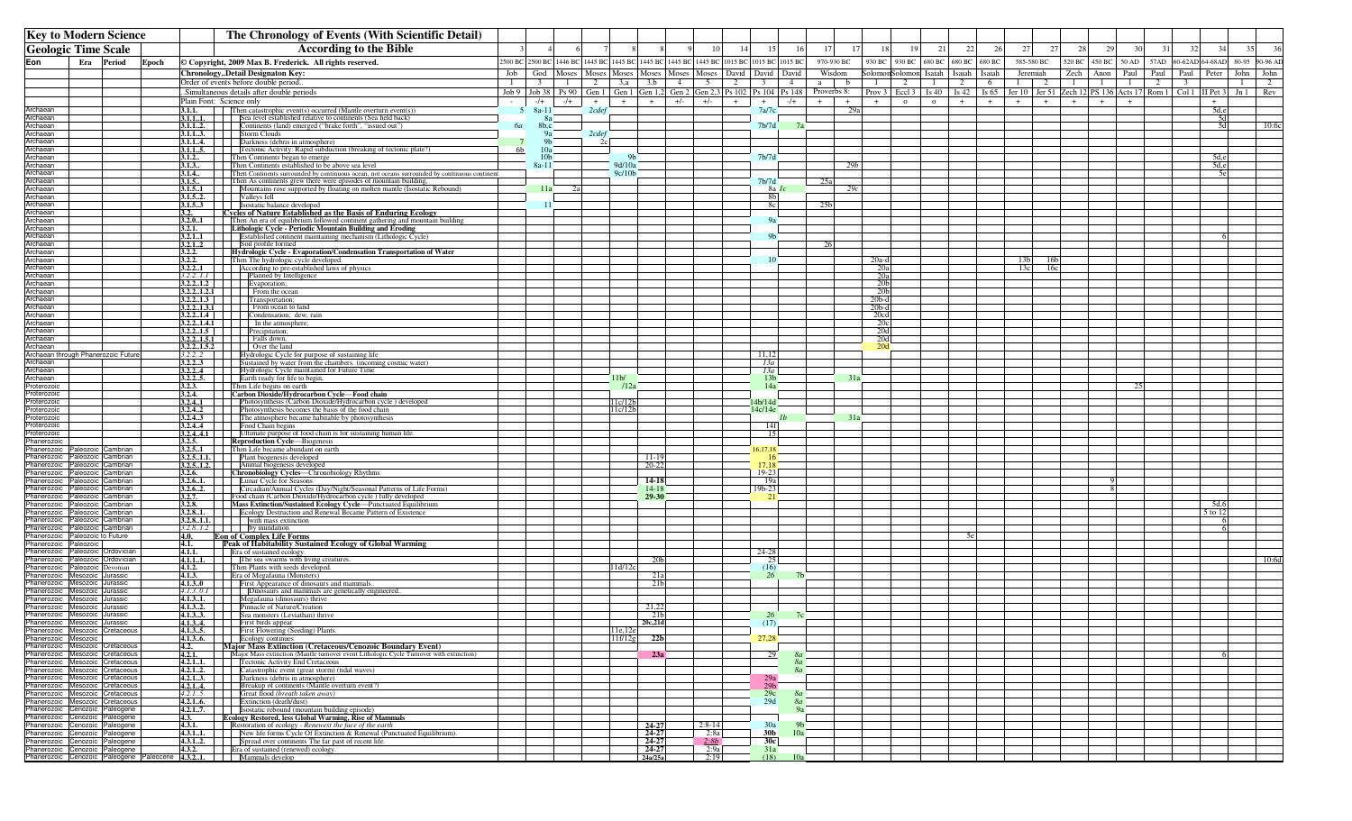| Key to Modern Science | | | | The Chronology of Events (With Scientific Detail) | | 3 | 4 | 6 | 7 | 8 | 8 | 9 | 10 | 14 | 15 | 16 | 17 | 17 | 18 | 19 | 21 | 22 | 26 | 27 | 27 | 28 | 29 | 30 | 31 | 32 | 34 | 35 | 36 |
|---|---|---|---|---|---|---|---|---|---|---|---|---|---|---|---|---|---|---|---|---|---|---|---|---|---|---|---|---|---|---|---|---|---|
| Geologic Time Scale | | | | According to the Bible | | | | | | | | | | | | | | | | | | | | | | | | | | | | | |
| Eon | Era | Period | Epoch | © Copyright, 2009 Max B. Frederick. All rights reserved. | | 2500 BC | 2500 BC | 1446 BC | 1445 BC | 1445 BC | 1445 BC | 1445 BC | 1445 BC | 1015 BC | 1015 BC | 1015 BC | 970-930 BC | | 930 BC | 930 BC | 680 BC | 680 BC | 680 BC | 585-580 BC | | 520 BC | 450 BC | 50 AD | 57AD | 60-62AD | 64-68AD | 80-95 | 90-96 AD |
| | | | | Chronology..Detail Designaton Key: | | Job | God | Moses | Moses | Moses | Moses | Moses | Moses | David | David | David | Wisdom | | Solomon | Solomon | Isaiah | Isaiah | Isaiah | Jeremiah | | Zech | Anon | Paul | Paul | Paul | Peter | John | John |
| | | | | Order of events before double period.. | | 1 | 3 | 1 | 2 | 3,a | 3,b | 4 | 5 | 2 | 3 | 4 | a | b | 1 | 2 | 1 | 2 | 6 | 1 | 2 | 1 | 1 | 1 | 2 | 3 | | 1 | 2 |
| | | | | ..Simultaneous details after double periods | | Job 9 | Job 38 | Ps 90 | Gen 1 | Gen 1 | Gen 1,2 | Gen 2 | Gen 2,3 | Ps 102 | Ps 104 | Ps 148 | Proverbs 8: | | Prov 3 | Eccl 3 | Is 40 | Is 42 | Is 65 | Jer 10 | Jer 51 | Zech 12 | PS 136 | Acts 17 | Rom 1 | Col 1 | II Pet 3 | Jn 1 | Rev |
| | | | | Plain Font: Science only | | - | -/+ | -/+ | + | + | + | +/- | +/- | + | + | -/+ | + | + | + | o | o | + | + | + | + | + | + | + | | | + | | |
| Archaean | | | | 3.1.1. | Then catastrophic event(s) occurred (Mantle overturn event(s)) | 5 | 8a-11 | | 2cdef | | | | | | 7a/7c | | | 29a | | | | | | | | | | | | | 5d,e | | |
| Archaean | | | | 3.1.1..1. | Sea level established relative to continents (Sea held back) | | 8a | | | | | | | | | | | | | | | | | | | | | | | | 5d | | |
| Archaean | | | | 3.1.1..2. | Continents (land) emerged ("brake forth", "issued out") | 6a | 8b,c | | | | | | | | 7b/7d | 7a | | | | | | | | | | | | | | | 5d | | 10:6c |
| Archaean | | | | 3.1.1..3. | Storm Clouds | | 9a | | 2cdef | | | | | | | | | | | | | | | | | | | | | | | | |
| Archaean | | | | 3.1.1..4. | Darkness (debris in atmosphere) | 7 | 9b | | 2c | | | | | | | | | | | | | | | | | | | | | | | | |
| Archaean | | | | 3.1.1..5. | Tectonic Activity: Rapid subduction (breaking of tectonic plate?) | 6b | 10a | | | | | | | | | | | | | | | | | | | | | | | | | | |
| Archaean | | | | 3.1.2.. | Then Continents began to emerge | | 10b | | | 9b | | | | | 7b/7d | | | | | | | | | | | | | | | | 5d,e | | |
| Archaean | | | | 3.1.3.. | Then Continents established to be above sea level | | 8a-11 | | | 9d/10a | | | | | | | | 29b | | | | | | | | | | | | | 5d,e | | |
| Archaean | | | | 3.1.4.. | Then Continents surrounded by continuous ocean, not oceans surrounded by continuous continent | | | | | 9c/10b | | | | | | | | | | | | | | | | | | | | | 5e | | |
| Archaean | | | | 3.1.5.. | Then As continents grew there were episodes of mountain building, | | | | | | | | | | 7b/7d | | 25a | | | | | | | | | | | | | | | | |
| Archaean | | | | 3.1.5..1 | Mountains rose supported by floating on molten mantle (Isostatic Rebound) | | 11a | 2a | | | | | | | 8a | *1c* | | 29c | | | | | | | | | | | | | | | |
| Archaean | | | | 3.1.5..2. | Valleys fell | | | | | | | | | | 8b | | | | | | | | | | | | | | | | | | |
| Archaean | | | | 3.1.5..3 | Isostatic balance developed | | 11 | | | | | | | | 8c | | 25b | | | | | | | | | | | | | | | | |
| Archaean | | | | 3.2. | **Cycles of Nature Established as the Basis of Enduring Ecology** | | | | | | | | | | | | | | | | | | | | | | | | | | | | |
| Archaean | | | | 3.2.0..1 | Then An era of equilibrium followed continent gathering and mountain building | | | | | | | | | | 9a | | | | | | | | | | | | | | | | | | |
| Archaean | | | | 3.2.1. | **Lithologic Cycle - Periodic Mountain Building and Eroding** | | | | | | | | | | | | | | | | | | | | | | | | | | | | |
| Archaean | | | | 3.2.1..1 | Established continent maintaining mechanism (Lithologic Cycle) | | | | | | | | | | 9b | | | | | | | | | | | | | | | | 6 | | |
| Archaean | | | | 3.2.1..2 | Soil profile formed | | | | | | | | | | | | 26 | | | | | | | | | | | | | | | | |
| Archaean | | | | 3.2.2. | **Hydrologic Cycle - Evaporation/Condensation Transportation of Water** | | | | | | | | | | | | | | | | | | | | | | | | | | | | |
| Archaean | | | | 3.2.2. | Then The hydrologic cycle developed. | | | | | | | | | | 10 | | | | 20a-d | | | | | 13b | 16b | | | | | | | | |
| Archaean | | | | 3.2.2..1 | According to pre-established laws of physics | | | | | | | | | | | | | | 20a | | | | | 13c | 16c | | | | | | | | |
| Archaean | | | | *3.2.2..1.1* | Planned by Intelligence | | | | | | | | | | | | | | 20a | | | | | | | | | | | | | | |
| Archaean | | | | 3.2.2..1.2 | Evaporation; | | | | | | | | | | | | | | 20b | | | | | | | | | | | | | | |
| Archaean | | | | 3.2.2..1.2.1 | From the ocean | | | | | | | | | | | | | | 20b | | | | | | | | | | | | | | |
| Archaean | | | | 3.2.2..1.3 | Transportation; | | | | | | | | | | | | | | 20b-d | | | | | | | | | | | | | | |
| Archaean | | | | 3.2.2..1.3.1 | From ocean to land | | | | | | | | | | | | | | 20b-d | | | | | | | | | | | | | | |
| Archaean | | | | 3.2.2..1.4 | Condensation; dew, rain | | | | | | | | | | | | | | 20cd | | | | | | | | | | | | | | |
| Archaean | | | | 3.2.2..1.4.1 | In the atmosphere; | | | | | | | | | | | | | | 20c | | | | | | | | | | | | | | |
| Archaean | | | | 3.2.2..1.5 | Precipitation; | | | | | | | | | | | | | | 20d | | | | | | | | | | | | | | |
| Archaean | | | | 3.2.2..1.5.1 | Falls down, | | | | | | | | | | | | | | 20d | | | | | | | | | | | | | | |
| Archaean | | | | 3.2.2..1.5.2 | Over the land | | | | | | | | | | | | | | 20d | | | | | | | | | | | | | | |
| Archaean through Phanerozoic Future | | | | *3.2.2..2* | Hydrologic Cycle for purpose of sustaining life | | | | | | | | | | 11,12 | | | | | | | | | | | | | | | | | | |
| Archaean | | | | 3.2.2..3 | Sustained by water from the chambers. (incoming cosmic water) | | | | | | | | | | *13a* | | | | | | | | | | | | | | | | | | |
| Archaean | | | | 3.2.2..4 | Hydrologic Cycle maintained for Future Time | | | | | | | | | | *13a* | | | | | | | | | | | | | | | | | | |
| Archaean | | | | 3.2.2..5. | Earth ready for life to begin, | | | | | 11b/ | | | | | 13b | | | 31a | | | | | | | | | | | | | | | |
| Proterozoic | | | | 3.2.3. | Then Life begins on earth | | | | | /12a | | | | | 14a | | | | | | | | | | | | 25 | | | | | | |
| Proterozoic | | | | 3.2.4. | **Carbon Dioxide/Hydrocarbon Cycle—Food chain** | | | | | | | | | | | | | | | | | | | | | | | | | | | | |
| Proterozoic | | | | 3.2.4..1 | Photosynthesis (Carbon Dioxide/Hydrocarbon cycle ) developed | | | | | 11c/12b | | | | | 14b/14d | | | | | | | | | | | | | | | | | | |
| Proterozoic | | | | 3.2.4..2 | Photosynthesis becomes the basis of the food chain | | | | | 11c/12b | | | | | 14c/14e | | | | | | | | | | | | | | | | | | |
| Proterozoic | | | | 3.2.4..3 | The atmosphere became habitable by photosynthesis | | | | | | | | | | | *1b* | | 31a | | | | | | | | | | | | | | | |
| Proterozoic | | | | 3.2.4..4 | Food Chain begins | | | | | | | | | | 14f | | | | | | | | | | | | | | | | | | |
| Proterozoic | | | | 3.2.4..4.1 | Ultimate purpose of food chain is for sustaining human life. | | | | | | | | | | 15 | | | | | | | | | | | | | | | | | | |
| Phanerozoic | | | | 3.2.5. | **Reproduction Cycle**—Biogenesis | | | | | | | | | | | | | | | | | | | | | | | | | | | | |
| Phanerozoic | Paleozoic | Cambrian | | 3.2.5..1 | Then Life became abundant on earth | | | | | | | | | | 16,17,18 | | | | | | | | | | | | | | | | | | |
| Phanerozoic | Paleozoic | Cambrian | | 3.2.5..1.1 | Plant biogenesis developed | | | | | | 11-19 | | | | 16 | | | | | | | | | | | | | | | | | | |
| Phanerozoic | Paleozoic | Cambrian | | 3.2.5..1.2 | Animal biogenesis developed | | | | | | 20-22 | | | | 17,18 | | | | | | | | | | | | | | | | | | |
| Phanerozoic | Paleozoic | Cambrian | | 3.2.6. | **Chronobiology Cycles**—Chronobiology Rhythms | | | | | | | | | | 19-23 | | | | | | | | | | | | | | | | | | |
| Phanerozoic | Paleozoic | Cambrian | | 3.2.6..1. | Lunar Cycle for Seasons | | | | | | **14-18** | | | | 19a | | | | | | | | | | | | 9 | | | | | | |
| Phanerozoic | Paleozoic | Cambrian | | 3.2.6..2. | Circadian/Annual Cycles (Day/Night/Seasonal Patterns of Life Forms) | | | | | | 14-18 | | | | 19b-23 | | | | | | | | | | | | 8 | | | | | | |
| Phanerozoic | Paleozoic | Cambrian | | 3.2.7. | Food chain (Carbon Dioxide/Hydrocarbon cycle ) fully developed | | | | | | **29-30** | | | | 21 | | | | | | | | | | | | | | | | | | |
| Phanerozoic | Paleozoic | Cambrian | | 3.2.8. | **Mass Extinction/Sustained Ecology Cycle**—Punctuated Equilibrium | | | | | | | | | | | | | | | | | | | | | | | | | | 5d,6 | | |
| Phanerozoic | Paleozoic | Cambrian | | 3.2.8..1. | Ecology Destruction and Renewal Became Pattern of Existence | | | | | | | | | | | | | | | | | | | | | | | | | | 5 to 12 | | |
| Phanerozoic | Paleozoic | Cambrian | | 3.2.8..1.1. | with mass extinction | | | | | | | | | | | | | | | | | | | | | | | | | | 6 | | |
| Phanerozoic | Paleozoic | Cambrian | | *3.2.8..1.2* | by inundation | | | | | | | | | | | | | | | | | | | | | | | | | | 6 | | |
| Phanerozoic | Paleozoic to Future | | | 4.0. | **Eon of Complex Life Forms** | | | | | | | | | | | | | | | | | | 5e | | | | | | | | | | |
| Phanerozoic | Paleozoic | | | 4.1. | **Peak of Habitability Sustained Ecology of Global Warming** | | | | | | | | | | | | | | | | | | | | | | | | | | | | |
| Phanerozoic | Paleozoic | Ordovician | | 4.1.1. | Era of sustained ecology. | | | | | | | | | | 24-28 | | | | | | | | | | | | | | | | | | |
| Phanerozoic | Paleozoic | Ordovician | | 4.1.1..1. | The sea swarms with living creatures. | | | | | | 20b | | | | 25 | | | | | | | | | | | | | | | | | | 10:6d |
| Phanerozoic | Paleozoic | Devonian | | 4.1.2. | Then Plants with seeds developed. | | | | | 11d/12c | | | | | (16) | | | | | | | | | | | | | | | | | | |
| Phanerozoic | Mesozoic | Jurassic | | 4.1.3. | Era of Megafauna (Monsters) | | | | | | 21a | | | | *26* | 7b | | | | | | | | | | | | | | | | | |
| Phanerozoic | Mesozoic | Jurassic | | 4.1.3..0 | First Appearance of dinosaurs and mammals.. | | | | | | 21b | | | | | | | | | | | | | | | | | | | | | | |
| Phanerozoic | Mesozoic | Jurassic | | *4.1.3..0.1* | Dinosaurs and mammals are genetically engineered.. | | | | | | | | | | | | | | | | | | | | | | | | | | | | |
| Phanerozoic | Mesozoic | Jurassic | | 4.1.3..1. | Megafauna (dinosaurs) thrive | | | | | | | | | | | | | | | | | | | | | | | | | | | | |
| Phanerozoic | Mesozoic | Jurassic | | 4.1.3..2. | Pinnacle of Nature/Creation | | | | | | 21,22 | | | | | | | | | | | | | | | | | | | | | | |
| Phanerozoic | Mesozoic | Jurassic | | 4.1.3..3. | Sea monsters (Leviathan) thrive | | | | | | 21b | | | | 26 | 7c | | | | | | | | | | | | | | | | | |
| Phanerozoic | Mesozoic | Jurassic | | 4.1.3..4. | First birds appear | | | | | | 26c,21d | | | | (17) | | | | | | | | | | | | | | | | | | |
| Phanerozoic | Mesozoic | Cretaceous | | 4.1.3..5. | First Flowering (Seeding) Plants. | | | | | 11e,12e | | | | | | | | | | | | | | | | | | | | | | | |
| Phanerozoic | Mesozoic | | | 4.1.3..6. | Ecology continues | | | | | 11f/12g | 22b | | | | 27,28 | | | | | | | | | | | | | | | | | | |
| Phanerozoic | Mesozoic | Cretaceous | | 4.2. | **Major Mass Extinction (Cretaceous/Cenozoic Boundary Event)** | | | | | | | | | | | | | | | | | | | | | | | | | | | | |
| Phanerozoic | Mesozoic | Cretaceous | | 4.2.1. | Major Mass extinction (Mantle turnover event Lithologic Cycle Turnover with extinction) | | | | | | **23a** | | | | 29 | *8a* | | | | | | | | | | | | | | | 6 | | |
| Phanerozoic | Mesozoic | Cretaceous | | 4.2.1..1. | Tectonic Activity End Cretaceous | | | | | | | | | | | *8a* | | | | | | | | | | | | | | | | | |
| Phanerozoic | Mesozoic | Cretaceous | | 4.2.1..2. | Catastrophic event (great storm) (tidal waves) | | | | | | | | | | | *8a* | | | | | | | | | | | | | | | | | |
| Phanerozoic | Mesozoic | Cretaceous | | 4.2.1..3. | Darkness (debris in atmosphere) | | | | | | | | | | 29a | | | | | | | | | | | | | | | | | | |
| Phanerozoic | Mesozoic | Cretaceous | | 4.2.1..4. | Breakup of continents (Mantle overturn event?) | | | | | | | | | | 29b | | | | | | | | | | | | | | | | | | |
| Phanerozoic | Mesozoic | Cretaceous | | *4.2.1..5.* | Great flood (*breath taken away*) | | | | | | | | | | 29c | *8a* | | | | | | | | | | | | | | | | | |
| Phanerozoic | Mesozoic | Cretaceous | | 4.2.1..6. | Extinction (death/dust) | | | | | | | | | | 29d | *8a* | | | | | | | | | | | | | | | | | |
| Phanerozoic | Cenozoic | Paleogene | | 4.2.1..7. | Isostatic rebound (mountain building episode) | | | | | | | | | | | 9a | | | | | | | | | | | | | | | | | |
| Phanerozoic | Cenozoic | Paleogene | | 4.3. | **Ecology Restored, less Global Warming, Rise of Mammals** | | | | | | | | | | | | | | | | | | | | | | | | | | | | |
| Phanerozoic | Cenozoic | Paleogene | | 4.3.1. | Restoration of ecology - *Renewest the face of the earth* | | | | | | **24-27** | 2:8-14 | | | 30a | 9b | | | | | | | | | | | | | | | | | |
| Phanerozoic | Cenozoic | Paleogene | | 4.3.1..1. | New life forms Cycle Of Extinction & Renewal (Punctuated Equilibrium). | | | | | | **24-27** | 2:8a | | | **30b** | 10a | | | | | | | | | | | | | | | | | |
| Phanerozoic | Cenozoic | Paleogene | | 4.3.1..2. | Spread over continents The far past of recent life | | | | | | **24-27** | *2:8b* | | | **30c** | | | | | | | | | | | | | | | | | | |
| Phanerozoic | Cenozoic | Paleogene | | 4.3.2. | Era of sustained (renewed) ecology. | | | | | | **24-27** | 2:9a | | | 31a | | | | | | | | | | | | | | | | | | |
| Phanerozoic | Cenozoic | Paleogene | Paleocene | 4.3.2..1. | Mammals develop | | | | | | **24a/25a** | 2:19 | | | (18) | 10a | | | | | | | | | | | | | | | | | |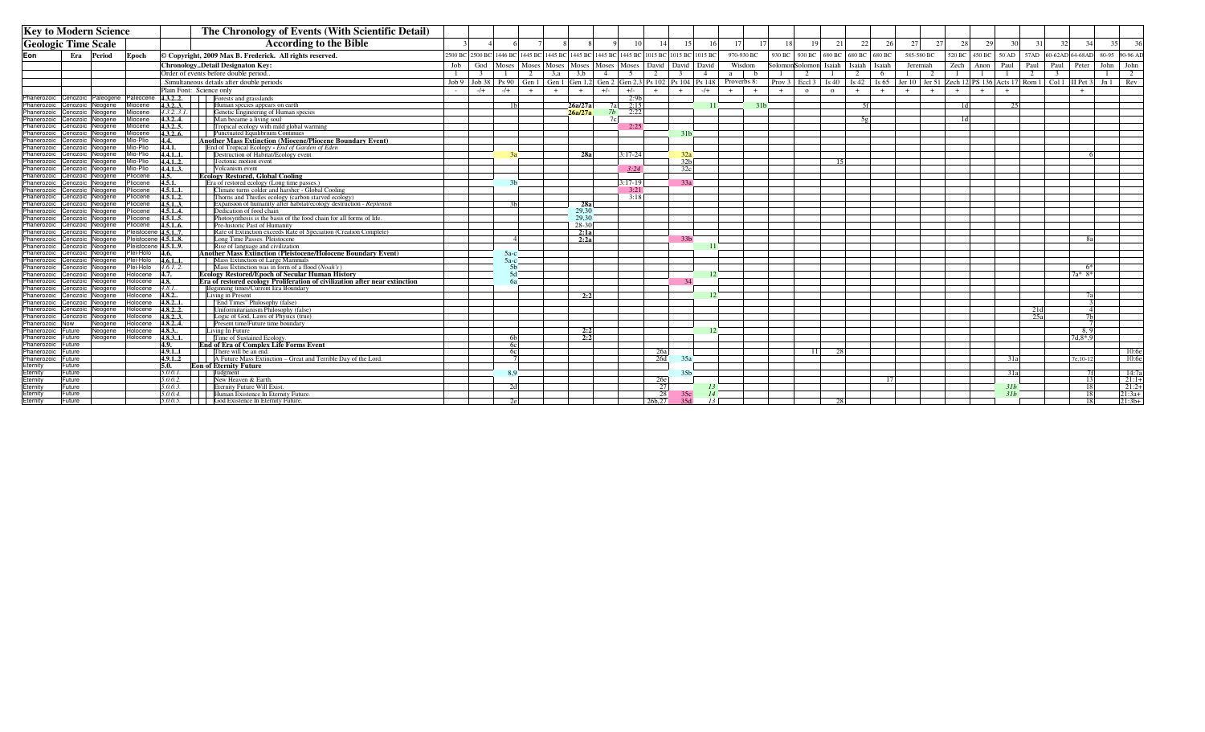| Key to Modern Science | | | | The Chronology of Events (With Scientific Detail) | | | | | | | | | | | | | | | | | | | | | | | | | | | | | |
|---|---|---|---|---|---|---|---|---|---|---|---|---|---|---|---|---|---|---|---|---|---|---|---|---|---|---|---|---|---|---|---|---|---|
| **Geologic Time Scale** | | | | | **According to the Bible** | 3 | 4 | 6 | 7 | 8 | 8 | 9 | 10 | 14 | 15 | 16 | 17 | 17 | 18 | 19 | 21 | 22 | 26 | 27 | 27 | 28 | 29 | 30 | 31 | 32 | 34 | 35 | 36 |
| **Eon** | **Era** | **Period** | **Epoch** | | © Copyright, 2009 Max B. Frederick. All rights reserved. | 2500 BC | 2500 BC | 1446 BC | 1445 BC | 1445 BC | 1445 BC | 1445 BC | 1445 BC | 1015 BC | 1015 BC | 1015 BC | 970-930 BC | | 930 BC | 930 BC | 680 BC | 680 BC | 680 BC | 585-580 BC | | 520 BC | 450 BC | 50 AD | 57AD | 60-62AD | 64-68AD | 80-95 | 90-96 AD |
| | | | | | **Chronology..Detail Designator Key:** | Job | God | Moses | Moses | Moses | Moses | Moses | Moses | David | David | David | Wisdom | | Solomon | Solomon | Isaiah | Isaiah | Isaiah | Jeremiah | | Zech | Anon | Paul | Paul | Paul | Peter | John | John |
| | | | | | Order of events before double period. | 1 | 3 | 1 | 2 | 3,a | 3,b | 4 | 5 | 2 | 3 | 4 | a | b | 1 | 2 | 1 | 2 | 6 | 1 | 2 | 1 | 1 | 1 | 2 | 3 | | 1 | 2 |
| | | | | | ..Simultaneous details after double periods | Job 9 | Job 38 | Ps 90 | Gen 1 | Gen 1 | Gen 1,2 | Gen 2 | Gen 2,3 | Ps 102 | Ps 104 | Ps 148 | Proverbs 8: | | Prov 3 | Eccl 3 | Is 40 | Is 42 | Is 65 | Jer 10 | Jer 51 | Zech 12 | PS 136 | Acts 17 | Rom 1 | Col 1 | II Pet 3 | Jn 1 | Rev |
| | | | | | Plain Font: Science only | - | -/+ | -/+ | + | + | + | +/- | +/- | + | + | -/+ | + | + | + | o | o | + | + | + | + | + | + | + | | | + | | |
| Phanerozoic | Cenozoic | Paleogene | Paleocene | 4.3.2..2. | Forests and grasslands | | | | | | | | 2:9b | | | | | | | | | | | | | | | | | | | | |
| Phanerozoic | Cenozoic | Neogene | Miocene | 4.3.2..3. | Human species appears on earth | | | 1b | | | 26a/27a | 7a | 2:15 | | | 11 | | 31b | | | | 5f | | | | 1d | | 25 | | | | | |
| Phanerozoic | Cenozoic | Neogene | Miocene | *4.3.2..3.1* | Genetic Engineering of Human species | | | | | | 26a/27a | 7b | 2:22 | | | | | | | | | | | | | | | | | | | | |
| Phanerozoic | Cenozoic | Neogene | Miocene | 4.3.2..4. | Man became a living soul | | | | | | | 7c | | | | | | | | | | 5g | | | | 1d | | | | | | | |
| Phanerozoic | Cenozoic | Neogene | Miocene | 4.3.2..5. | Tropical ecology with mild global warming | | | | | | | | 2:25 | | | | | | | | | | | | | | | | | | | | |
| Phanerozoic | Cenozoic | Neogene | Miocene | 4.3.2..6. | Punctuated Equilibrium Continues | | | | | | | | | | 31b | | | | | | | | | | | | | | | | | | |
| Phanerozoic | Cenozoic | Neogene | Mio-Plio | 4.4. | **Another Mass Extinction (Miocene/Pliocene Boundary Event)** | | | | | | | | | | | | | | | | | | | | | | | | | | | | |
| Phanerozoic | Cenozoic | Neogene | Mio-Plio | 4.4.1. | End of Tropical Ecology - *End of Garden of Eden* | | | | | | | | | | | | | | | | | | | | | | | | | | | | |
| Phanerozoic | Cenozoic | Neogene | Mio-Plio | 4.4.1..1. | Destruction of Habitat/Ecology event | | | 3a | | | 28a | | 3:17-24 | | 32a | | | | | | | | | | | | | | | | 6 | | |
| Phanerozoic | Cenozoic | Neogene | Mio-Plio | 4.4.1..2. | Tectonic motion event | | | | | | | | | | 32b | | | | | 15 | | | | | | | | | | | | | |
| Phanerozoic | Cenozoic | Neogene | Mio-Plio | 4.4.1..3. | Volcanism event | | | | | | | | *3:24* | | 32c | | | | | | | | | | | | | | | | | | |
| Phanerozoic | Cenozoic | Neogene | Pliocene | 4.5. | **Ecology Restored, Global Cooling** | | | | | | | | | | | | | | | | | | | | | | | | | | | | |
| Phanerozoic | Cenozoic | Neogene | Pliocene | 4.5.1. | Era of restored ecology (Long time passes.) | | | 3b | | | | | 3:17-19 | | 33a | | | | | | | | | | | | | | | | | | |
| Phanerozoic | Cenozoic | Neogene | Pliocene | 4.5.1..1. | Climate turns colder and harsher - Global Cooling | | | | | | | | 3:21 | | | | | | | | | | | | | | | | | | | | |
| Phanerozoic | Cenozoic | Neogene | Pliocene | 4.5.1..2. | Thorns and Thistles ecology (carbon starved ecology) | | | | | | | | 3:18 | | | | | | | | | | | | | | | | | | | | |
| Phanerozoic | Cenozoic | Neogene | Pliocene | 4.5.1..3. | Expansion of humanity after habitat/ecology destruction - *Replenish* | | | 3b | | | 28a | | | | | | | | | | | | | | | | | | | | | | |
| Phanerozoic | Cenozoic | Neogene | Pliocene | 4.5.1..4. | Dedication of food chain | | | | | | 29,30 | | | | | | | | | | | | | | | | | | | | | | |
| Phanerozoic | Cenozoic | Neogene | Pliocene | 4.5.1..5. | Photosynthesis is the basis of the food chain for all forms of life. | | | | | | 29,30 | | | | | | | | | | | | | | | | | | | | | | |
| Phanerozoic | Cenozoic | Neogene | Pliocene | 4.5.1..6. | Pre-historic Past of Humanity | | | | | | 28-30 | | | | | | | | | | | | | | | | | | | | | | |
| Phanerozoic | Cenozoic | Neogene | Pleistocene | 4.5.1..7. | Rate of Extinction exceeds Rate of Speciation (Creation Complete) | | | | | | 2:1a | | | | | | | | | | | | | | | | | | | | | | |
| Phanerozoic | Cenozoic | Neogene | Pleistocene | 4.5.1..8. | Long Time Passes. Pleistocene | | | 4 | | | 2:2a | | | | 33b | | | | | | | | | | | | | | | | 8a | | |
| Phanerozoic | Cenozoic | Neogene | Pleistocene | 4.5.1..9. | Rise of language and civilization | | | | | | | | | | | 11 | | | | | | | | | | | | | | | | | |
| Phanerozoic | Cenozoic | Neogene | Plei-Holo | 4.6. | **Another Mass Extinction (Pleistocene/Holocene Boundary Event)** | | | 5a-c | | | | | | | | | | | | | | | | | | | | | | | | | |
| Phanerozoic | Cenozoic | Neogene | Plei-Holo | 4.6.1..1. | Mass Extinction of Large Mammals | | | 5a-c | | | | | | | | | | | | | | | | | | | | | | | | | |
| Phanerozoic | Cenozoic | Neogene | Plei-Holo | *4.6.1..2.* | *Mass Extinction was in form of a flood (Noah's)* | | | 5b | | | | | | | | | | | | | | | | | | | | | | | 6* | | |
| Phanerozoic | Cenozoic | Neogene | Holocene | 4.7. | **Ecology Restored/Epoch of Secular Human History** | | | 5d | | | | | | | | 12 | | | | | | | | | | | | | | | 7a* 8* | | |
| Phanerozoic | Cenozoic | Neogene | Holocene | 4.8. | **Era of restored ecology Proliferation of civilization after near extinction** | | | 6a | | | | | | | 34 | | | | | | | | | | | | | | | | | | |
| Phanerozoic | Cenozoic | Neogene | Holocene | *4.8.1.* | *Beginning times/Current Era Boundary* | | | | | | | | | | | | | | | | | | | | | | | | | | | | |
| Phanerozoic | Cenozoic | Neogene | Holocene | 4.8.2.. | Living in Present | | | | | | 2:2 | | | | | 12 | | | | | | | | | | | | | | | 7a | | |
| Phanerozoic | Cenozoic | Neogene | Holocene | 4.8.2..1. | "End Times" Philosophy (false) | | | | | | | | | | | | | | | | | | | | | | | | | | 3 | | |
| Phanerozoic | Cenozoic | Neogene | Holocene | 4.8.2..2. | Uniformitarianism Philosophy (false) | | | | | | | | | | | | | | | | | | | | | | | | | 21d | 4 | | |
| Phanerozoic | Cenozoic | Neogene | Holocene | 4.8.2..3. | Logic of God, Laws of Physics (true) | | | | | | | | | | | | | | | | | | | | | | | | | 25a | 7b | | |
| Phanerozoic | Now | Neogene | Holocene | 4.8.2..4. | Present time/Future time boundary | | | | | | | | | | | | | | | | | | | | | | | | | | 7 | | |
| Phanerozoic | Future | Neogene | Holocene | 4.8.3.. | Living In Future | | | | | | 2:2 | | | | | 12 | | | | | | | | | | | | | | | 8, 9 | | |
| Phanerozoic | Future | Neogene | Holocene | 4.8.3..1. | Time of Sustained Ecology | | | 6b | | | 2:2 | | | | | | | | | | | | | | | | | | | | 7d,8*,9 | | |
| Phanerozoic | Future | | | 4.9. | **End of Era of Complex Life Forms Event** | | | 6c | | | | | | | | | | | | | | | | | | | | | | | | | |
| Phanerozoic | Future | | | 4.9.1..1 | There will be an end. | | | 6c | | | | | | 26a | | | | | | 11 | 28 | | | | | | | | | | | | 10:6e |
| Phanerozoic | Future | | | 4.9.1..2 | A Future Mass Extinction – Great and Terrible Day of the Lord. | | | 7 | | | | | | 26d | 35a | | | | | | | | | | | | | 31a | | | 7e,10-12 | | 10:6e |
| Eternity | Future | | | 5.0. | **Eon of Eternity Future** | | | | | | | | | | | | | | | | | | | | | | | | | | | | |
| Eternity | Future | | | *5.0.0.1.* | Judgment | | | 8,9 | | | | | | | 35b | | | | | | | | | | | | | 31a | | | 7f | | 14:7a |
| Eternity | Future | | | *5.0.0.2.* | New Heaven & Earth. | | | | | | | | | 26c | | | | | | | | | 17 | | | | | | | | 13 | | 21:1+ |
| Eternity | Future | | | *5.0.0.3.* | Eternity Future Will Exist. | | | 2d | | | | | | 27 | | *13* | | | | | | | | | | | | *31b* | | | 18 | | 21:2+ |
| Eternity | Future | | | *5.0.0.4.* | Human Existence In Eternity Future. | | | | | | | | | 28 | 35c | *14* | | | | | | | | | | | | *31b* | | | 18 | | 21:3a+ |
| Eternity | Future | | | *5.0.0.5.* | God Existence In Eternity Future. | | | 2e | | | | | | 26b,27 | 35d | *13* | | | | | 28 | | | | | | | | | | 18 | | 21:3b+ |